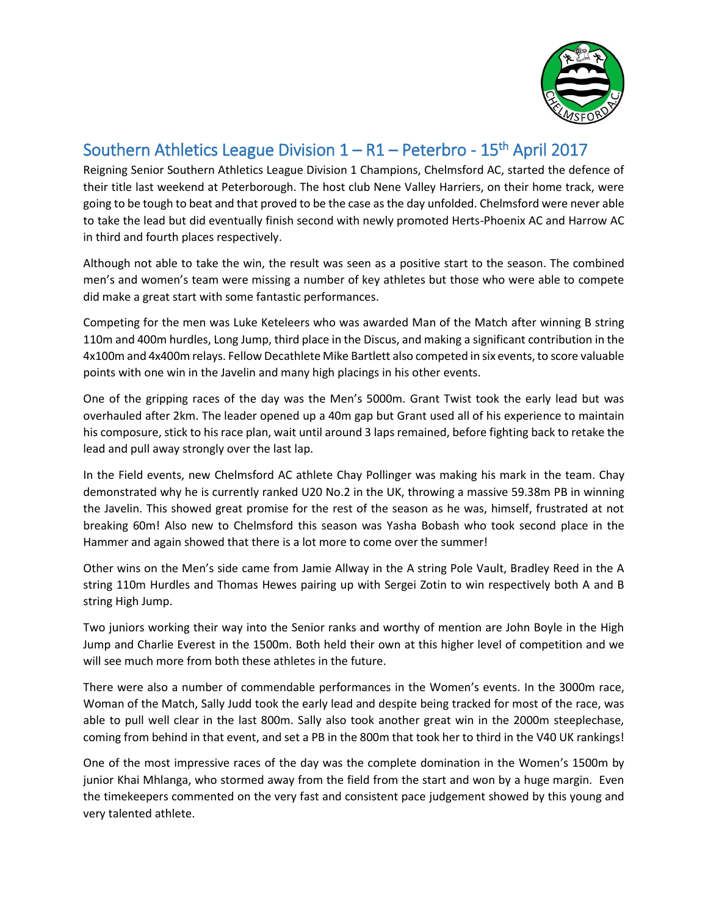## Southern Athletics League Division 1 – R1 – Peterbro - 15th April 2017

Reigning Senior Southern Athletics League Division 1 Champions, Chelmsford AC, started the defence of their title last weekend at Peterborough. The host club Nene Valley Harriers, on their home track, were going to be tough to beat and that proved to be the case as the day unfolded. Chelmsford were never able to take the lead but did eventually finish second with newly promoted Herts-Phoenix AC and Harrow AC in third and fourth places respectively.

Although not able to take the win, the result was seen as a positive start to the season. The combined men's and women's team were missing a number of key athletes but those who were able to compete did make a great start with some fantastic performances.

Competing for the men was Luke Keteleers who was awarded Man of the Match after winning B string 110m and 400m hurdles, Long Jump, third place in the Discus, and making a significant contribution in the 4x100m and 4x400m relays. Fellow Decathlete Mike Bartlett also competed in six events, to score valuable points with one win in the Javelin and many high placings in his other events.

One of the gripping races of the day was the Men's 5000m. Grant Twist took the early lead but was overhauled after 2km. The leader opened up a 40m gap but Grant used all of his experience to maintain his composure, stick to his race plan, wait until around 3 laps remained, before fighting back to retake the lead and pull away strongly over the last lap.

In the Field events, new Chelmsford AC athlete Chay Pollinger was making his mark in the team. Chay demonstrated why he is currently ranked U20 No.2 in the UK, throwing a massive 59.38m PB in winning the Javelin. This showed great promise for the rest of the season as he was, himself, frustrated at not breaking 60m! Also new to Chelmsford this season was Yasha Bobash who took second place in the Hammer and again showed that there is a lot more to come over the summer!

Other wins on the Men's side came from Jamie Allway in the A string Pole Vault, Bradley Reed in the A string 110m Hurdles and Thomas Hewes pairing up with Sergei Zotin to win respectively both A and B string High Jump.

Two juniors working their way into the Senior ranks and worthy of mention are John Boyle in the High Jump and Charlie Everest in the 1500m. Both held their own at this higher level of competition and we will see much more from both these athletes in the future.

There were also a number of commendable performances in the Women's events. In the 3000m race, Woman of the Match, Sally Judd took the early lead and despite being tracked for most of the race, was able to pull well clear in the last 800m. Sally also took another great win in the 2000m steeplechase, coming from behind in that event, and set a PB in the 800m that took her to third in the V40 UK rankings!

One of the most impressive races of the day was the complete domination in the Women's 1500m by junior Khai Mhlanga, who stormed away from the field from the start and won by a huge margin. Even the timekeepers commented on the very fast and consistent pace judgement showed by this young and very talented athlete.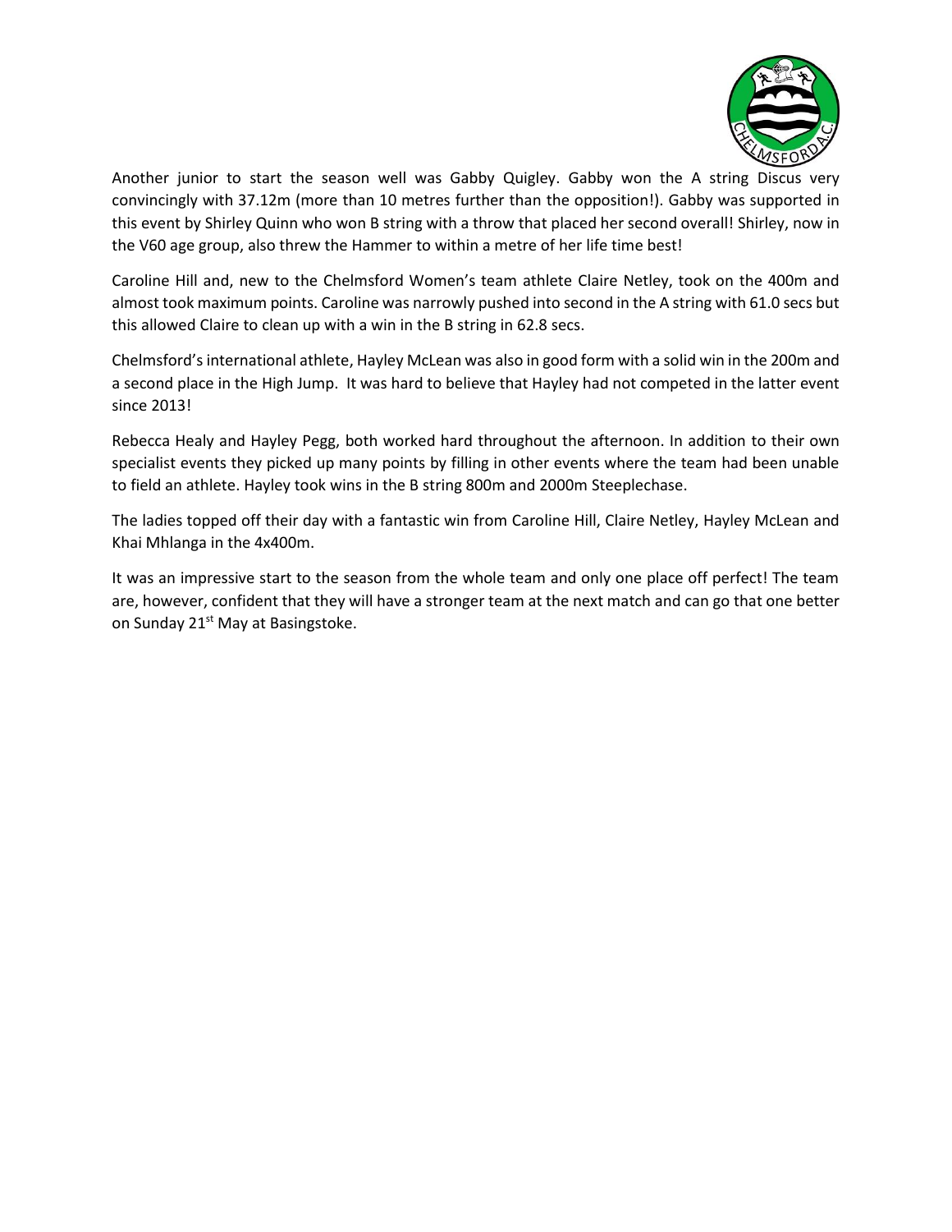Another junior to start the season well was Gabby Quigley. Gabby won the A string Discus very convincingly with 37.12m (more than 10 metres further than the opposition!). Gabby was supported in this event by Shirley Quinn who won B string with a throw that placed her second overall! Shirley, now in the V60 age group, also threw the Hammer to within a metre of her life time best!

Caroline Hill and, new to the Chelmsford Women's team athlete Claire Netley, took on the 400m and almost took maximum points. Caroline was narrowly pushed into second in the A string with 61.0 secs but this allowed Claire to clean up with a win in the B string in 62.8 secs.

Chelmsford's international athlete, Hayley McLean was also in good form with a solid win in the 200m and a second place in the High Jump. It was hard to believe that Hayley had not competed in the latter event since 2013!

Rebecca Healy and Hayley Pegg, both worked hard throughout the afternoon. In addition to their own specialist events they picked up many points by filling in other events where the team had been unable to field an athlete. Hayley took wins in the B string 800m and 2000m Steeplechase.

The ladies topped off their day with a fantastic win from Caroline Hill, Claire Netley, Hayley McLean and Khai Mhlanga in the 4x400m.

It was an impressive start to the season from the whole team and only one place off perfect! The team are, however, confident that they will have a stronger team at the next match and can go that one better on Sunday 21st May at Basingstoke.